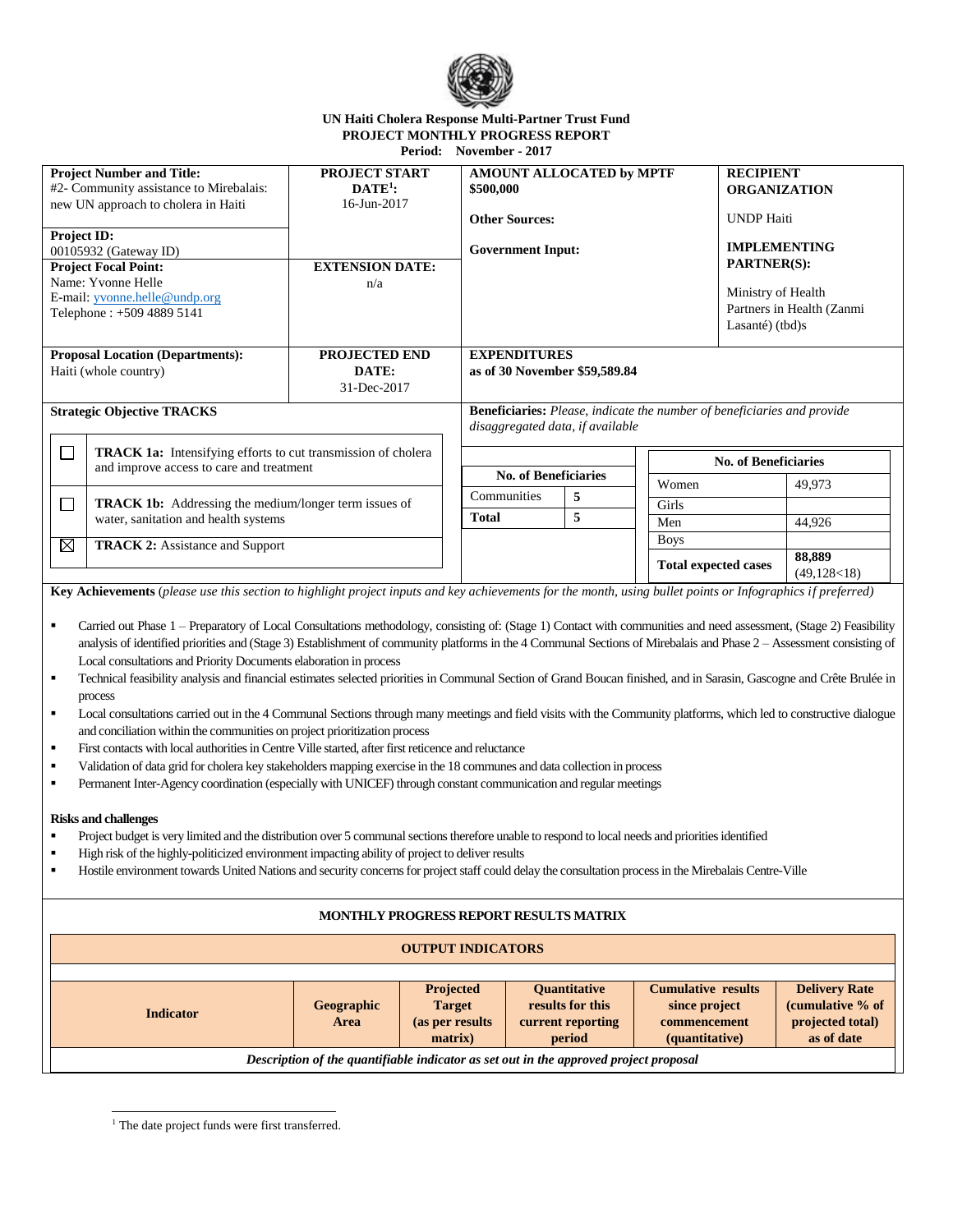**UN Haiti Cholera Response Multi-Partner Trust Fund**
**PROJECT MONTHLY PROGRESS REPORT**
**Period: November - 2017**

| **Project Number and Title:** #2- Community assistance to Mirebalais: new UN approach to cholera in Haiti | **PROJECT START DATE[1]:** 16-Jun-2017 | **AMOUNT ALLOCATED by MPTF** $500,000 | **RECIPIENT ORGANIZATION** UNDP Haiti |
|---|---|---|---|
| **Project ID:** 00105932 (Gateway ID) | | **Other Sources:** | |
| **Project Focal Point:** Name: Yvonne Helle E-mail: yvonne.helle@undp.org Telephone : +509 4889 5141 | **EXTENSION DATE:** n/a | **Government Input:** | **IMPLEMENTING PARTNER(S):** Ministry of Health Partners in Health (Zanmi Lasanté) (tbd)s |
| **Proposal Location (Departments):** Haiti (whole country) | **PROJECTED END DATE:** 31-Dec-2017 | **EXPENDITURES as of 30 November $59,589.84** | |

**Strategic Objective TRACKS**

| | |
|---|---|
| ☐ | **TRACK 1a:** Intensifying efforts to cut transmission of cholera and improve access to care and treatment |
| ☐ | **TRACK 1b:** Addressing the medium/longer term issues of water, sanitation and health systems |
| ☒ | **TRACK 2:** Assistance and Support |

**Beneficiaries:** *Please, indicate the number of beneficiaries and provide disaggregated data, if available*

| No. of Beneficiaries | |
|---|---|
| Communities | 5 |
| **Total** | **5** |

| No. of Beneficiaries | |
|---|---|
| Women | 49,973 |
| Girls | |
| Men | 44,926 |
| Boys | |
| **Total expected cases** | **88,889** (49,128<18) |

**Key Achievements** (*please use this section to highlight project inputs and key achievements for the month, using bullet points or Infographics if preferred)*

- Carried out Phase 1 – Preparatory of Local Consultations methodology, consisting of: (Stage 1) Contact with communities and need assessment, (Stage 2) Feasibility analysis of identified priorities and (Stage 3) Establishment of community platforms in the 4 Communal Sections of Mirebalais and Phase 2 – Assessment consisting of Local consultations and Priority Documents elaboration in process
- Technical feasibility analysis and financial estimates selected priorities in Communal Section of Grand Boucan finished, and in Sarasin, Gascogne and Crête Brulée in process
- Local consultations carried out in the 4 Communal Sections through many meetings and field visits with the Community platforms, which led to constructive dialogue and conciliation within the communities on project prioritization process
- First contacts with local authorities in Centre Ville started, after first reticence and reluctance
- Validation of data grid for cholera key stakeholders mapping exercise in the 18 communes and data collection in process
- Permanent Inter-Agency coordination (especially with UNICEF) through constant communication and regular meetings

**Risks and challenges**

- Project budget is very limited and the distribution over 5 communal sections therefore unable to respond to local needs and priorities identified
- High risk of the highly-politicized environment impacting ability of project to deliver results
- Hostile environment towards United Nations and security concerns for project staff could delay the consultation process in the Mirebalais Centre-Ville

**MONTHLY PROGRESS REPORT RESULTS MATRIX**

| **OUTPUT INDICATORS** | | | | | |
|---|---|---|---|---|---|
| **Indicator** | **Geographic Area** | **Projected Target (as per results matrix)** | **Quantitative results for this current reporting period** | **Cumulative results since project commencement (quantitative)** | **Delivery Rate (cumulative % of projected total) as of date** |
| ***Description of the quantifiable indicator as set out in the approved project proposal*** | | | | | |

[1] The date project funds were first transferred.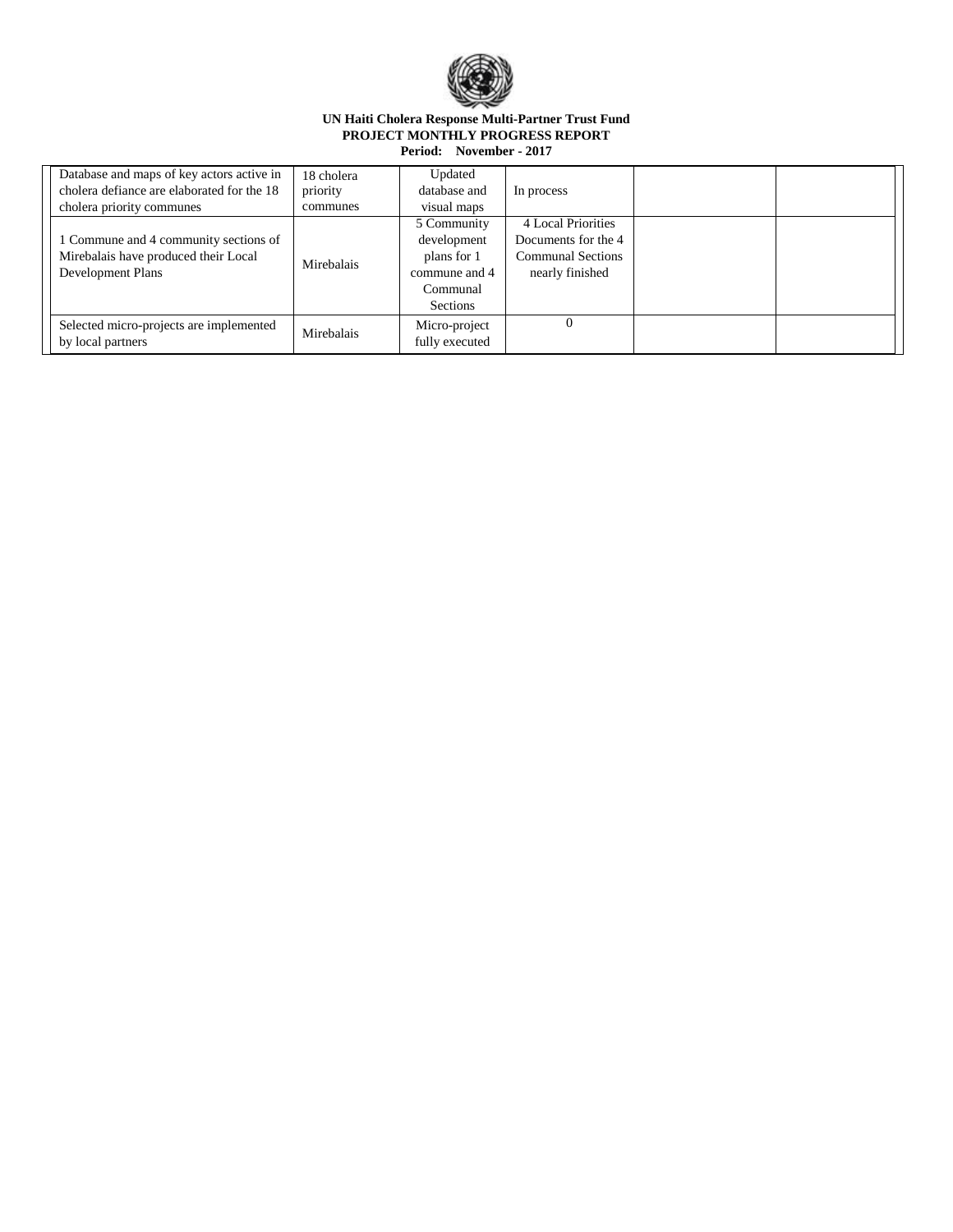UN Haiti Cholera Response Multi-Partner Trust Fund
**PROJECT MONTHLY PROGRESS REPORT**
**Period: November - 2017**

| | | | | | |
|---|---|---|---|---|---|
| Database and maps of key actors active in cholera defiance are elaborated for the 18 cholera priority communes | 18 cholera priority communes | Updated database and visual maps | In process | | |
| 1 Commune and 4 community sections of Mirebalais have produced their Local Development Plans | Mirebalais | 5 Community development plans for 1 commune and 4 Communal Sections | 4 Local Priorities Documents for the 4 Communal Sections nearly finished | | |
| Selected micro-projects are implemented by local partners | Mirebalais | Micro-project fully executed | 0 | | |